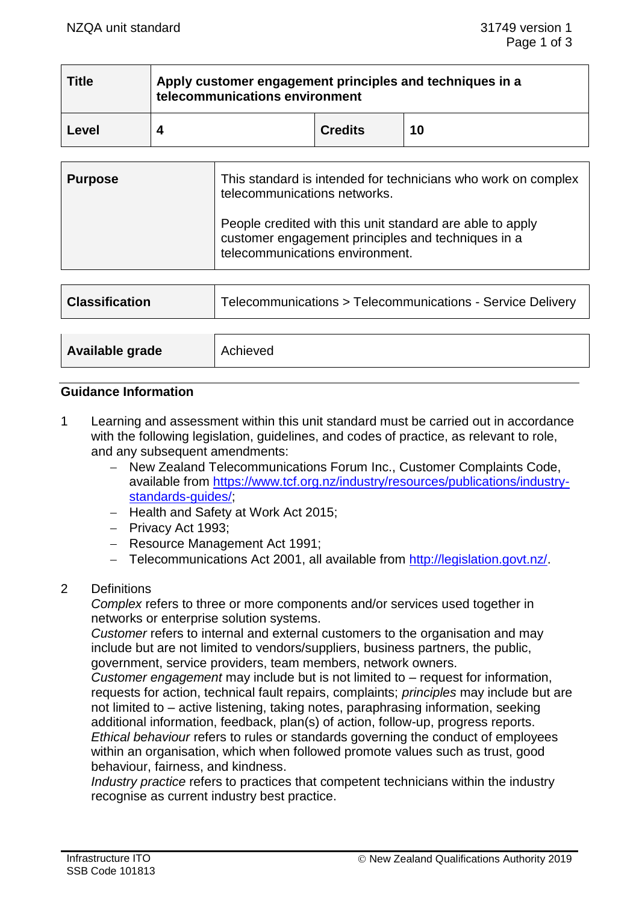| Title | Apply customer engagement principles and techniques in a telecommunications environment | | |
|---|---|---|---|
| Level | 4 | Credits | 10 |

| Purpose | This standard is intended for technicians who work on complex telecommunications networks.<br><br>People credited with this unit standard are able to apply customer engagement principles and techniques in a telecommunications environment. |
|---|---|

| Classification | Telecommunications > Telecommunications - Service Delivery |
|---|---|

| Available grade | Achieved |
|---|---|

## Guidance Information

1 Learning and assessment within this unit standard must be carried out in accordance with the following legislation, guidelines, and codes of practice, as relevant to role, and any subsequent amendments:
   - New Zealand Telecommunications Forum Inc., Customer Complaints Code, available from https://www.tcf.org.nz/industry/resources/publications/industry-standards-guides/;
   - Health and Safety at Work Act 2015;
   - Privacy Act 1993;
   - Resource Management Act 1991;
   - Telecommunications Act 2001, all available from http://legislation.govt.nz/.

2 Definitions
   *Complex* refers to three or more components and/or services used together in networks or enterprise solution systems.
   *Customer* refers to internal and external customers to the organisation and may include but are not limited to vendors/suppliers, business partners, the public, government, service providers, team members, network owners.
   *Customer engagement* may include but is not limited to – request for information, requests for action, technical fault repairs, complaints; *principles* may include but are not limited to – active listening, taking notes, paraphrasing information, seeking additional information, feedback, plan(s) of action, follow-up, progress reports.
   *Ethical behaviour* refers to rules or standards governing the conduct of employees within an organisation, which when followed promote values such as trust, good behaviour, fairness, and kindness.
   *Industry practice* refers to practices that competent technicians within the industry recognise as current industry best practice.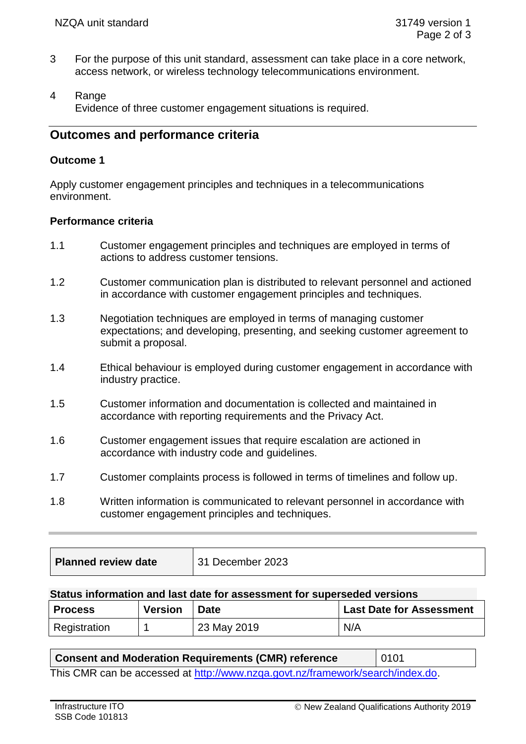3 For the purpose of this unit standard, assessment can take place in a core network, access network, or wireless technology telecommunications environment.

4 Range
Evidence of three customer engagement situations is required.

## Outcomes and performance criteria

### Outcome 1

Apply customer engagement principles and techniques in a telecommunications environment.

#### Performance criteria

1.1 Customer engagement principles and techniques are employed in terms of actions to address customer tensions.

1.2 Customer communication plan is distributed to relevant personnel and actioned in accordance with customer engagement principles and techniques.

1.3 Negotiation techniques are employed in terms of managing customer expectations; and developing, presenting, and seeking customer agreement to submit a proposal.

1.4 Ethical behaviour is employed during customer engagement in accordance with industry practice.

1.5 Customer information and documentation is collected and maintained in accordance with reporting requirements and the Privacy Act.

1.6 Customer engagement issues that require escalation are actioned in accordance with industry code and guidelines.

1.7 Customer complaints process is followed in terms of timelines and follow up.

1.8 Written information is communicated to relevant personnel in accordance with customer engagement principles and techniques.

| **Planned review date** | 31 December 2023 |
|---|---|

**Status information and last date for assessment for superseded versions**

| Process | Version | Date | Last Date for Assessment |
|---|---|---|---|
| Registration | 1 | 23 May 2019 | N/A |

| **Consent and Moderation Requirements (CMR) reference** | 0101 |
|---|---|

This CMR can be accessed at http://www.nzqa.govt.nz/framework/search/index.do.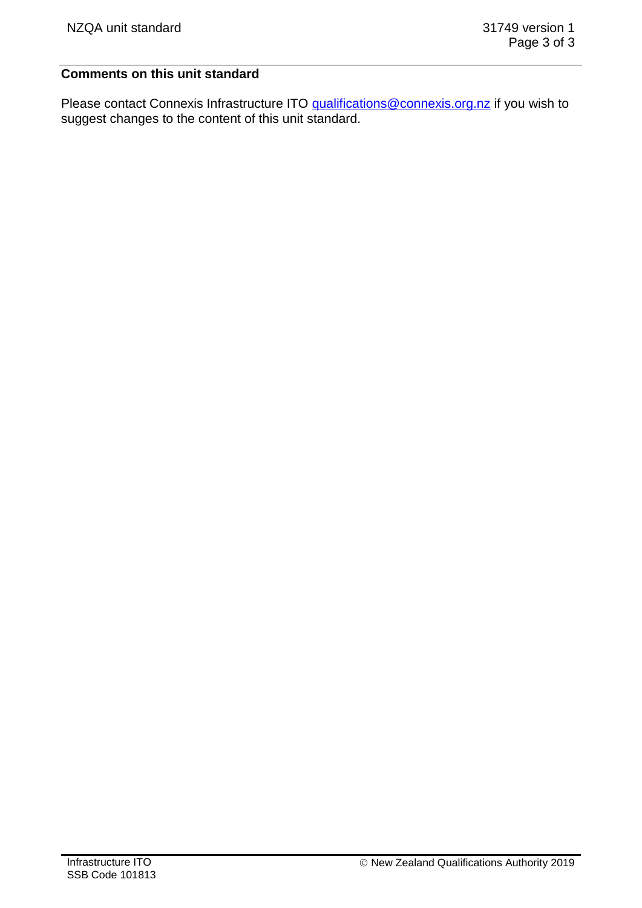## Comments on this unit standard

Please contact Connexis Infrastructure ITO qualifications@connexis.org.nz if you wish to suggest changes to the content of this unit standard.